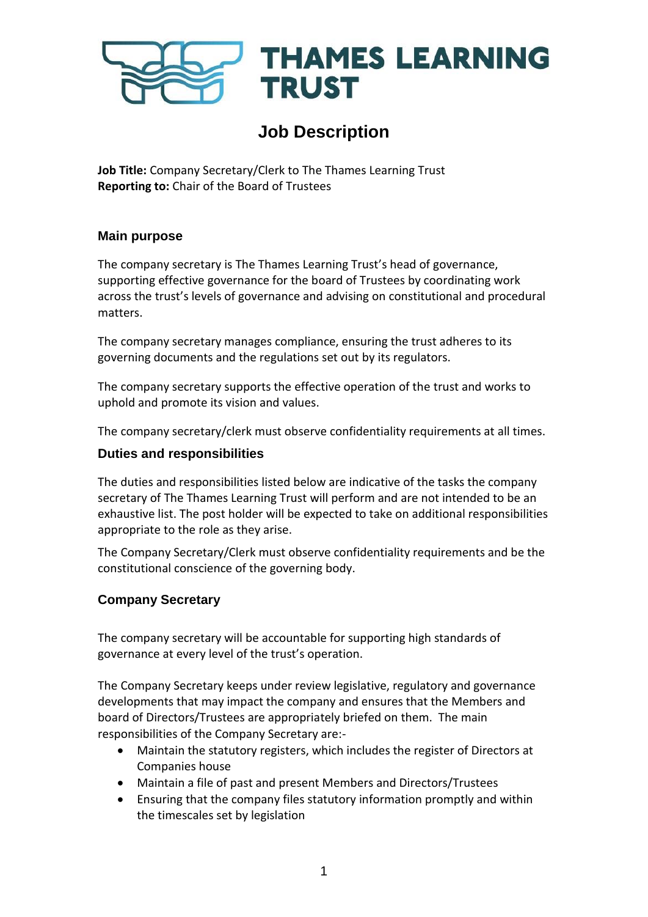# THAMES LEARNING TRUST

## Job Description

**Job Title:** Company Secretary/Clerk to The Thames Learning Trust
**Reporting to:** Chair of the Board of Trustees

### Main purpose

The company secretary is The Thames Learning Trust's head of governance, supporting effective governance for the board of Trustees by coordinating work across the trust's levels of governance and advising on constitutional and procedural matters.

The company secretary manages compliance, ensuring the trust adheres to its governing documents and the regulations set out by its regulators.

The company secretary supports the effective operation of the trust and works to uphold and promote its vision and values.

The company secretary/clerk must observe confidentiality requirements at all times.

### Duties and responsibilities

The duties and responsibilities listed below are indicative of the tasks the company secretary of The Thames Learning Trust will perform and are not intended to be an exhaustive list. The post holder will be expected to take on additional responsibilities appropriate to the role as they arise.

The Company Secretary/Clerk must observe confidentiality requirements and be the constitutional conscience of the governing body.

### Company Secretary

The company secretary will be accountable for supporting high standards of governance at every level of the trust's operation.

The Company Secretary keeps under review legislative, regulatory and governance developments that may impact the company and ensures that the Members and board of Directors/Trustees are appropriately briefed on them. The main responsibilities of the Company Secretary are:-

- Maintain the statutory registers, which includes the register of Directors at Companies house
- Maintain a file of past and present Members and Directors/Trustees
- Ensuring that the company files statutory information promptly and within the timescales set by legislation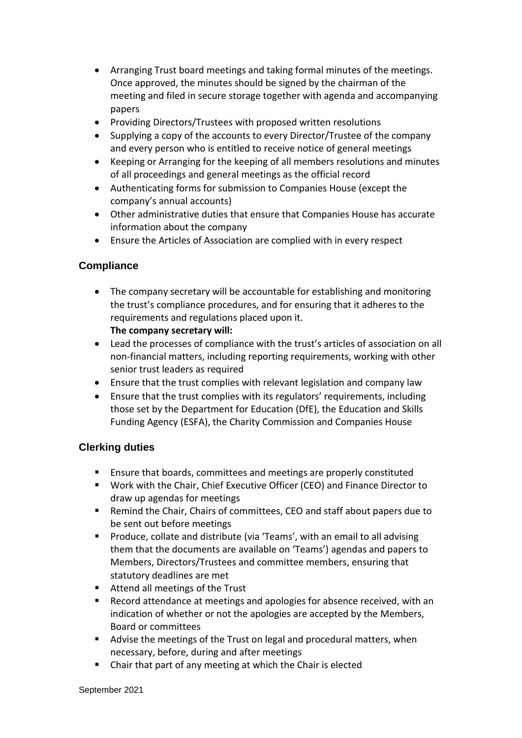- Arranging Trust board meetings and taking formal minutes of the meetings. Once approved, the minutes should be signed by the chairman of the meeting and filed in secure storage together with agenda and accompanying papers
- Providing Directors/Trustees with proposed written resolutions
- Supplying a copy of the accounts to every Director/Trustee of the company and every person who is entitled to receive notice of general meetings
- Keeping or Arranging for the keeping of all members resolutions and minutes of all proceedings and general meetings as the official record
- Authenticating forms for submission to Companies House (except the company's annual accounts)
- Other administrative duties that ensure that Companies House has accurate information about the company
- Ensure the Articles of Association are complied with in every respect

### Compliance

- The company secretary will be accountable for establishing and monitoring the trust's compliance procedures, and for ensuring that it adheres to the requirements and regulations placed upon it.
  **The company secretary will:**
- Lead the processes of compliance with the trust's articles of association on all non-financial matters, including reporting requirements, working with other senior trust leaders as required
- Ensure that the trust complies with relevant legislation and company law
- Ensure that the trust complies with its regulators' requirements, including those set by the Department for Education (DfE), the Education and Skills Funding Agency (ESFA), the Charity Commission and Companies House

### Clerking duties

- Ensure that boards, committees and meetings are properly constituted
- Work with the Chair, Chief Executive Officer (CEO) and Finance Director to draw up agendas for meetings
- Remind the Chair, Chairs of committees, CEO and staff about papers due to be sent out before meetings
- Produce, collate and distribute (via 'Teams', with an email to all advising them that the documents are available on 'Teams') agendas and papers to Members, Directors/Trustees and committee members, ensuring that statutory deadlines are met
- Attend all meetings of the Trust
- Record attendance at meetings and apologies for absence received, with an indication of whether or not the apologies are accepted by the Members, Board or committees
- Advise the meetings of the Trust on legal and procedural matters, when necessary, before, during and after meetings
- Chair that part of any meeting at which the Chair is elected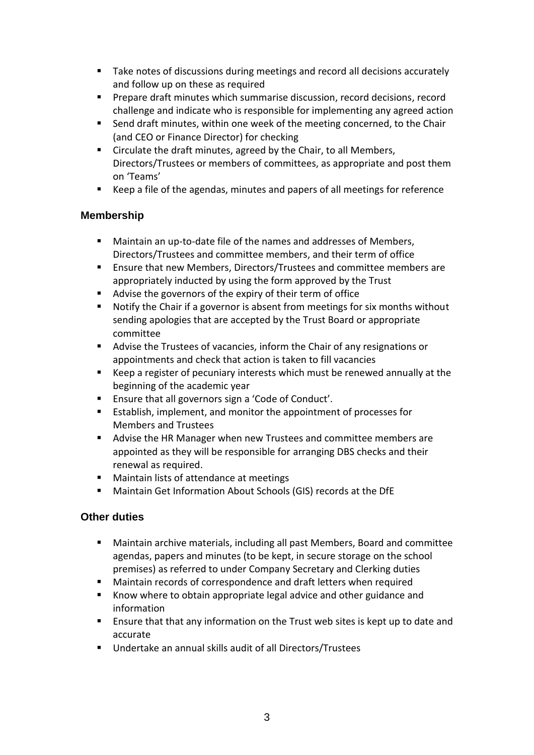- Take notes of discussions during meetings and record all decisions accurately and follow up on these as required
- Prepare draft minutes which summarise discussion, record decisions, record challenge and indicate who is responsible for implementing any agreed action
- Send draft minutes, within one week of the meeting concerned, to the Chair (and CEO or Finance Director) for checking
- Circulate the draft minutes, agreed by the Chair, to all Members, Directors/Trustees or members of committees, as appropriate and post them on 'Teams'
- Keep a file of the agendas, minutes and papers of all meetings for reference

### Membership

- Maintain an up-to-date file of the names and addresses of Members, Directors/Trustees and committee members, and their term of office
- Ensure that new Members, Directors/Trustees and committee members are appropriately inducted by using the form approved by the Trust
- Advise the governors of the expiry of their term of office
- Notify the Chair if a governor is absent from meetings for six months without sending apologies that are accepted by the Trust Board or appropriate committee
- Advise the Trustees of vacancies, inform the Chair of any resignations or appointments and check that action is taken to fill vacancies
- Keep a register of pecuniary interests which must be renewed annually at the beginning of the academic year
- Ensure that all governors sign a 'Code of Conduct'.
- Establish, implement, and monitor the appointment of processes for Members and Trustees
- Advise the HR Manager when new Trustees and committee members are appointed as they will be responsible for arranging DBS checks and their renewal as required.
- Maintain lists of attendance at meetings
- Maintain Get Information About Schools (GIS) records at the DfE

### Other duties

- Maintain archive materials, including all past Members, Board and committee agendas, papers and minutes (to be kept, in secure storage on the school premises) as referred to under Company Secretary and Clerking duties
- Maintain records of correspondence and draft letters when required
- Know where to obtain appropriate legal advice and other guidance and information
- Ensure that that any information on the Trust web sites is kept up to date and accurate
- Undertake an annual skills audit of all Directors/Trustees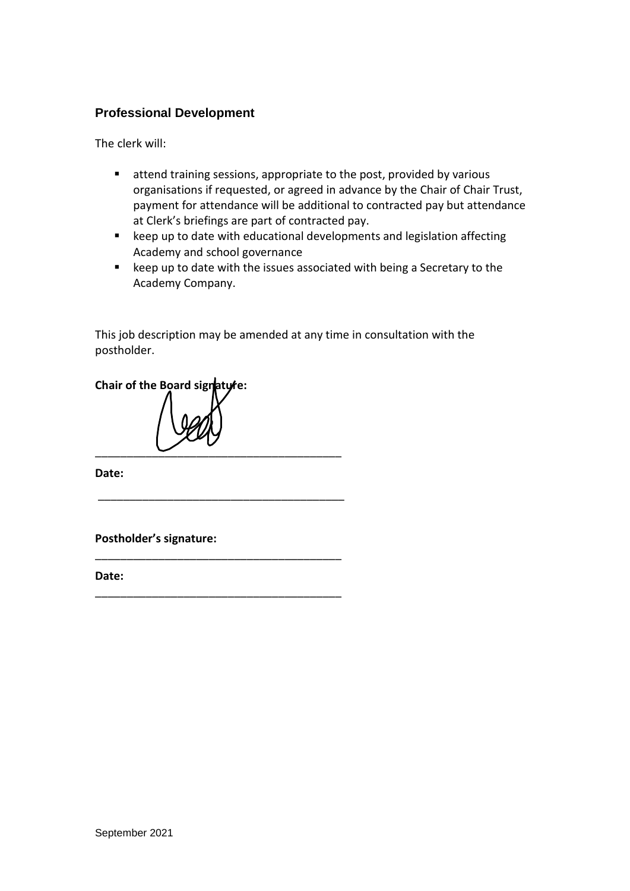### Professional Development

The clerk will:

- attend training sessions, appropriate to the post, provided by various organisations if requested, or agreed in advance by the Chair of Chair Trust, payment for attendance will be additional to contracted pay but attendance at Clerk's briefings are part of contracted pay.
- keep up to date with educational developments and legislation affecting Academy and school governance
- keep up to date with the issues associated with being a Secretary to the Academy Company.

This job description may be amended at any time in consultation with the postholder.

**Chair of the Board signature:**

\_\_\_\_\_\_\_\_\_\_\_\_\_\_\_\_\_\_\_\_\_\_\_\_\_\_\_\_\_\_\_\_\_\_\_\_\_\_\_\_

**Date:**

\_\_\_\_\_\_\_\_\_\_\_\_\_\_\_\_\_\_\_\_\_\_\_\_\_\_\_\_\_\_\_\_\_\_\_\_\_\_\_\_

**Postholder's signature:**

\_\_\_\_\_\_\_\_\_\_\_\_\_\_\_\_\_\_\_\_\_\_\_\_\_\_\_\_\_\_\_\_\_\_\_\_\_\_\_\_

**Date:**

\_\_\_\_\_\_\_\_\_\_\_\_\_\_\_\_\_\_\_\_\_\_\_\_\_\_\_\_\_\_\_\_\_\_\_\_\_\_\_\_

September 2021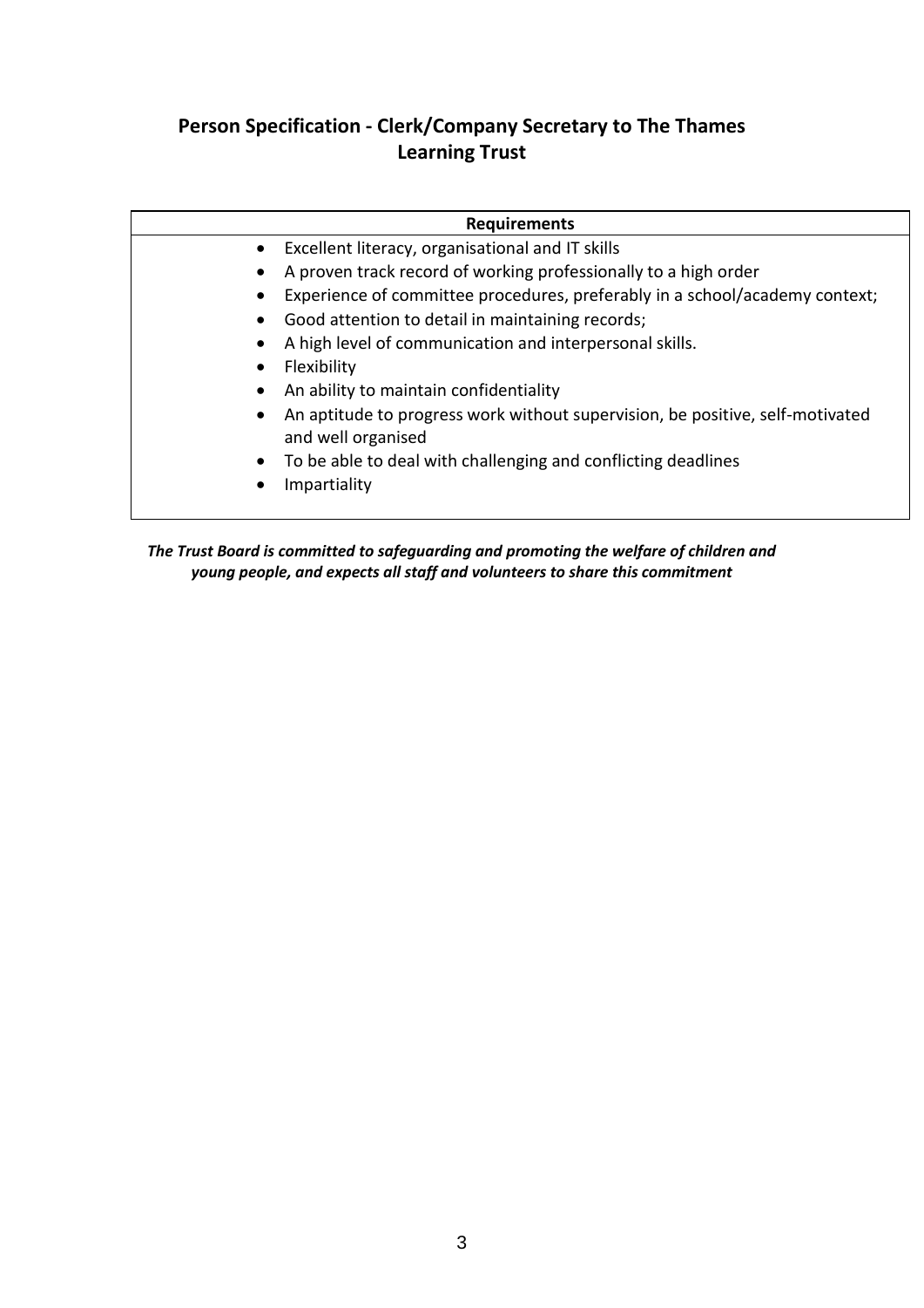## Person Specification - Clerk/Company Secretary to The Thames Learning Trust

| Requirements |
| --- |
| • Excellent literacy, organisational and IT skills<br>• A proven track record of working professionally to a high order<br>• Experience of committee procedures, preferably in a school/academy context;<br>• Good attention to detail in maintaining records;<br>• A high level of communication and interpersonal skills.<br>• Flexibility<br>• An ability to maintain confidentiality<br>• An aptitude to progress work without supervision, be positive, self-motivated and well organised<br>• To be able to deal with challenging and conflicting deadlines<br>• Impartiality |

***The Trust Board is committed to safeguarding and promoting the welfare of children and young people, and expects all staff and volunteers to share this commitment***